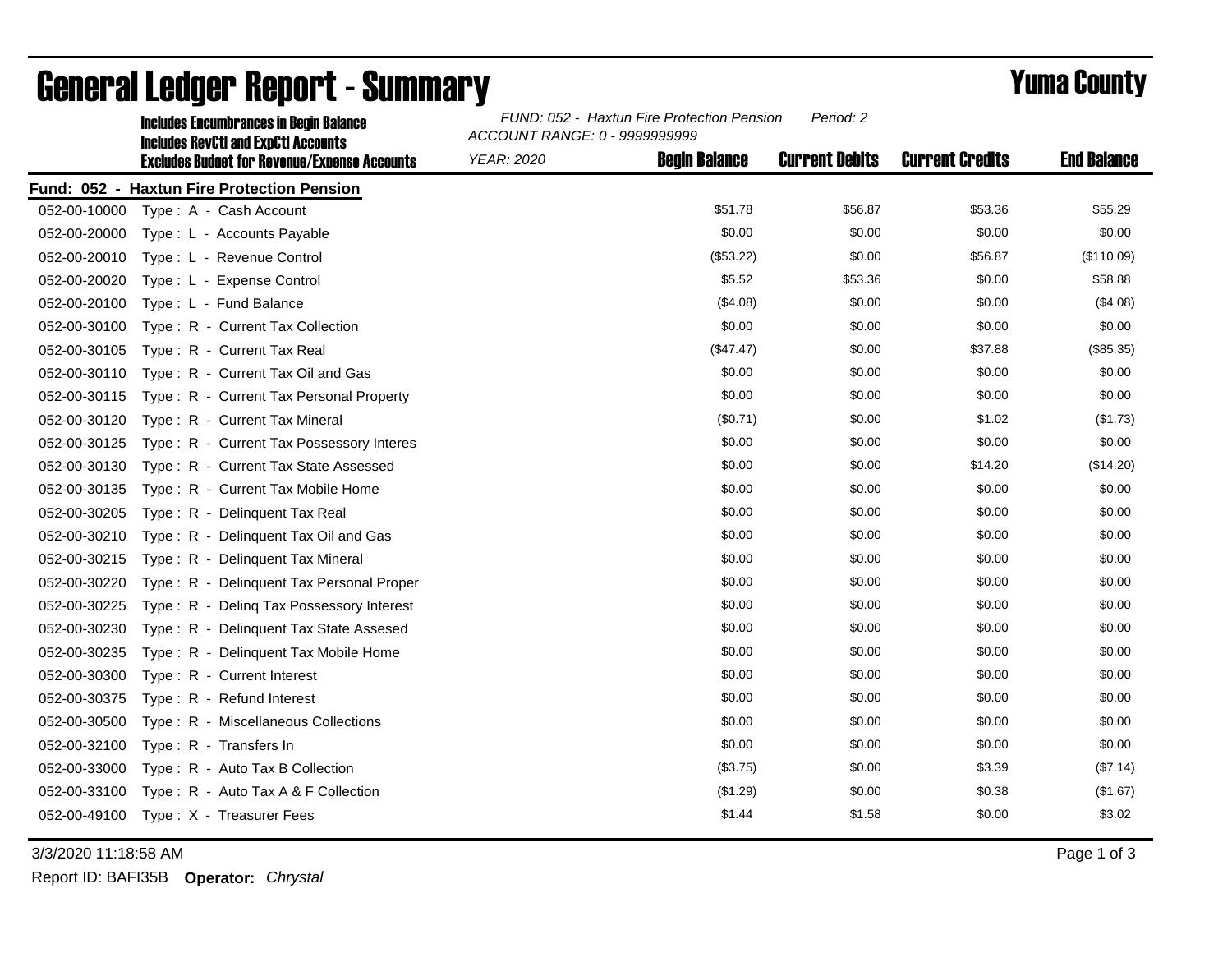# General Ledger Report - Summary

## Yuma County

**Includes Encumbrances in Begin Balance**
**Includes RevCtl and ExpCtl Accounts**
**Excludes Budget for Revenue/Expense Accounts**

*FUND: 052 - Haxtun Fire Protection Pension* *Period: 2*
*ACCOUNT RANGE: 0 - 9999999999*
*YEAR: 2020*

**Fund: 052 - Haxtun Fire Protection Pension**

| Account | Description | Begin Balance | Current Debits | Current Credits | End Balance |
|---|---|---|---|---|---|
| 052-00-10000 | Type : A - Cash Account | $51.78 | $56.87 | $53.36 | $55.29 |
| 052-00-20000 | Type : L - Accounts Payable | $0.00 | $0.00 | $0.00 | $0.00 |
| 052-00-20010 | Type : L - Revenue Control | ($53.22) | $0.00 | $56.87 | ($110.09) |
| 052-00-20020 | Type : L - Expense Control | $5.52 | $53.36 | $0.00 | $58.88 |
| 052-00-20100 | Type : L - Fund Balance | ($4.08) | $0.00 | $0.00 | ($4.08) |
| 052-00-30100 | Type : R - Current Tax Collection | $0.00 | $0.00 | $0.00 | $0.00 |
| 052-00-30105 | Type : R - Current Tax Real | ($47.47) | $0.00 | $37.88 | ($85.35) |
| 052-00-30110 | Type : R - Current Tax Oil and Gas | $0.00 | $0.00 | $0.00 | $0.00 |
| 052-00-30115 | Type : R - Current Tax Personal Property | $0.00 | $0.00 | $0.00 | $0.00 |
| 052-00-30120 | Type : R - Current Tax Mineral | ($0.71) | $0.00 | $1.02 | ($1.73) |
| 052-00-30125 | Type : R - Current Tax Possessory Interes | $0.00 | $0.00 | $0.00 | $0.00 |
| 052-00-30130 | Type : R - Current Tax State Assessed | $0.00 | $0.00 | $14.20 | ($14.20) |
| 052-00-30135 | Type : R - Current Tax Mobile Home | $0.00 | $0.00 | $0.00 | $0.00 |
| 052-00-30205 | Type : R - Delinquent Tax Real | $0.00 | $0.00 | $0.00 | $0.00 |
| 052-00-30210 | Type : R - Delinquent Tax Oil and Gas | $0.00 | $0.00 | $0.00 | $0.00 |
| 052-00-30215 | Type : R - Delinquent Tax Mineral | $0.00 | $0.00 | $0.00 | $0.00 |
| 052-00-30220 | Type : R - Delinquent Tax Personal Proper | $0.00 | $0.00 | $0.00 | $0.00 |
| 052-00-30225 | Type : R - Delinq Tax Possessory Interest | $0.00 | $0.00 | $0.00 | $0.00 |
| 052-00-30230 | Type : R - Delinquent Tax State Assesed | $0.00 | $0.00 | $0.00 | $0.00 |
| 052-00-30235 | Type : R - Delinquent Tax Mobile Home | $0.00 | $0.00 | $0.00 | $0.00 |
| 052-00-30300 | Type : R - Current Interest | $0.00 | $0.00 | $0.00 | $0.00 |
| 052-00-30375 | Type : R - Refund Interest | $0.00 | $0.00 | $0.00 | $0.00 |
| 052-00-30500 | Type : R - Miscellaneous Collections | $0.00 | $0.00 | $0.00 | $0.00 |
| 052-00-32100 | Type : R - Transfers In | $0.00 | $0.00 | $0.00 | $0.00 |
| 052-00-33000 | Type : R - Auto Tax B Collection | ($3.75) | $0.00 | $3.39 | ($7.14) |
| 052-00-33100 | Type : R - Auto Tax A & F Collection | ($1.29) | $0.00 | $0.38 | ($1.67) |
| 052-00-49100 | Type : X - Treasurer Fees | $1.44 | $1.58 | $0.00 | $3.02 |

3/3/2020 11:18:58 AM

Report ID: BAFI35B **Operator:** *Chrystal*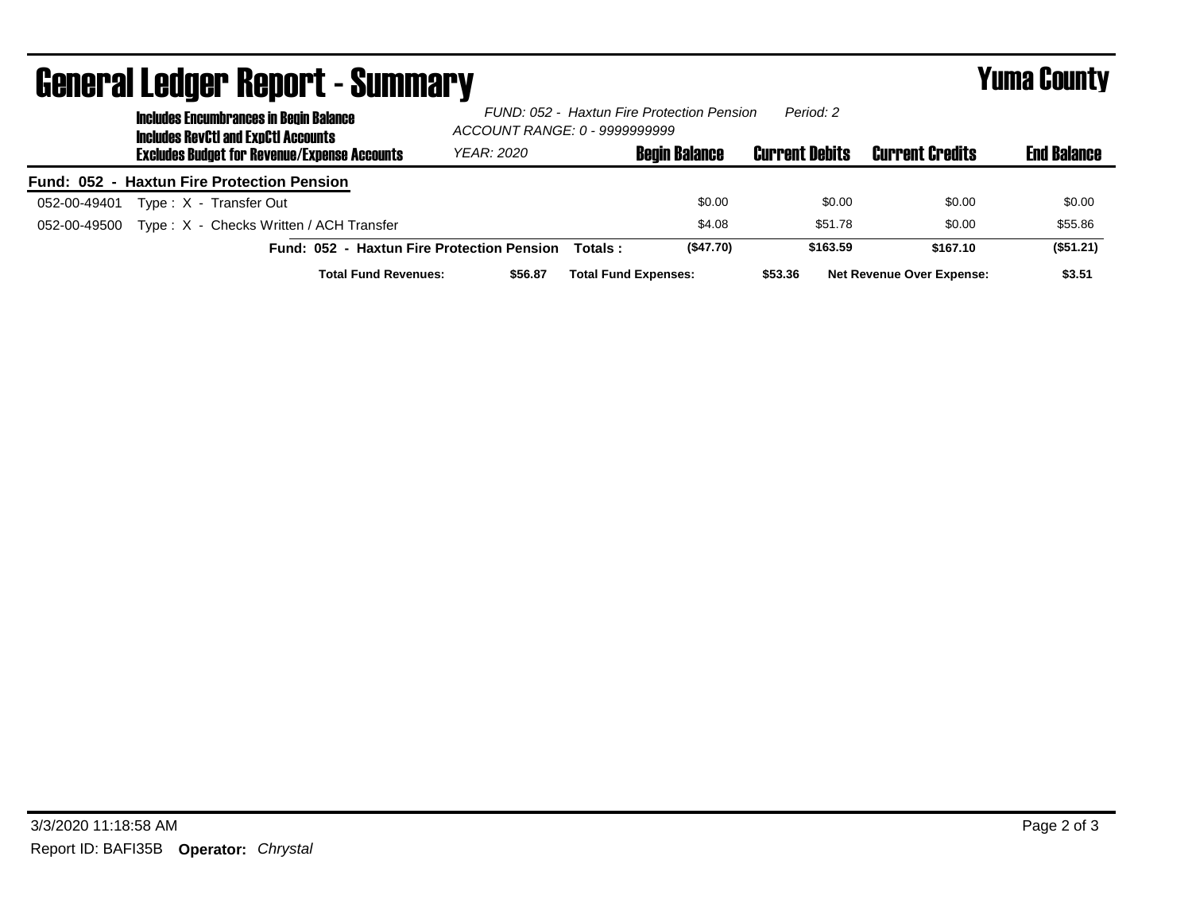# General Ledger Report - Summary

## Yuma County

**Includes Encumbrances in Begin Balance**
**Includes RevCtl and ExpCtl Accounts**
**Excludes Budget for Revenue/Expense Accounts**

*FUND: 052 - Haxtun Fire Protection Pension* *Period: 2*
*ACCOUNT RANGE: 0 - 9999999999*
*YEAR: 2020*

| | | Begin Balance | Current Debits | Current Credits | End Balance |
|---|---|---|---|---|---|
| **Fund: 052 - Haxtun Fire Protection Pension** | | | | | |
| 052-00-49401 | Type : X - Transfer Out | $0.00 | $0.00 | $0.00 | $0.00 |
| 052-00-49500 | Type : X - Checks Written / ACH Transfer | $4.08 | $51.78 | $0.00 | $55.86 |
| | **Fund: 052 - Haxtun Fire Protection Pension Totals :** | **($47.70)** | **$163.59** | **$167.10** | **($51.21)** |

**Total Fund Revenues:** **$56.87** **Total Fund Expenses:** **$53.36** **Net Revenue Over Expense:** **$3.51**

3/3/2020 11:18:58 AM

Report ID: BAFI35B **Operator:** *Chrystal*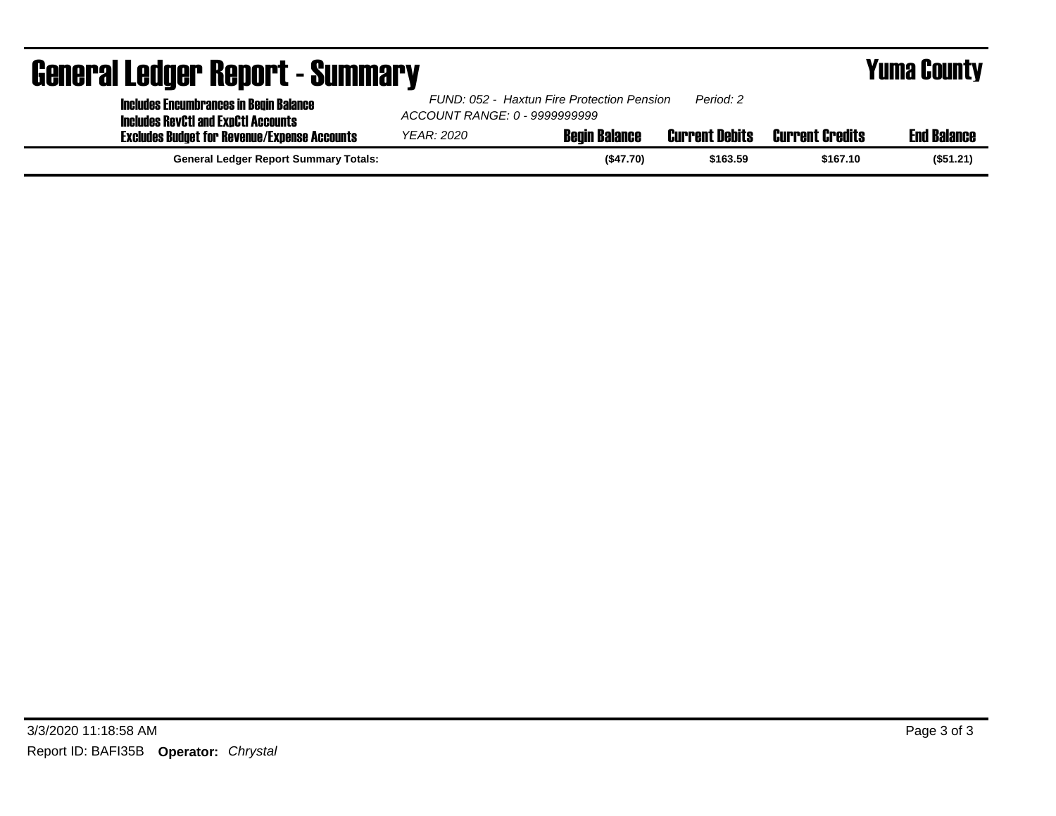# General Ledger Report - Summary

## Yuma County

**Includes Encumbrances in Begin Balance**
**Includes RevCtl and ExpCtl Accounts**
**Excludes Budget for Revenue/Expense Accounts**

*FUND: 052 - Haxtun Fire Protection Pension* *Period: 2*
*ACCOUNT RANGE: 0 - 9999999999*
*YEAR: 2020*

| | Begin Balance | Current Debits | Current Credits | End Balance |
|---|---|---|---|---|
| **General Ledger Report Summary Totals:** | **($47.70)** | **$163.59** | **$167.10** | **($51.21)** |

3/3/2020 11:18:58 AM

Report ID: BAFI35B **Operator:** *Chrystal*